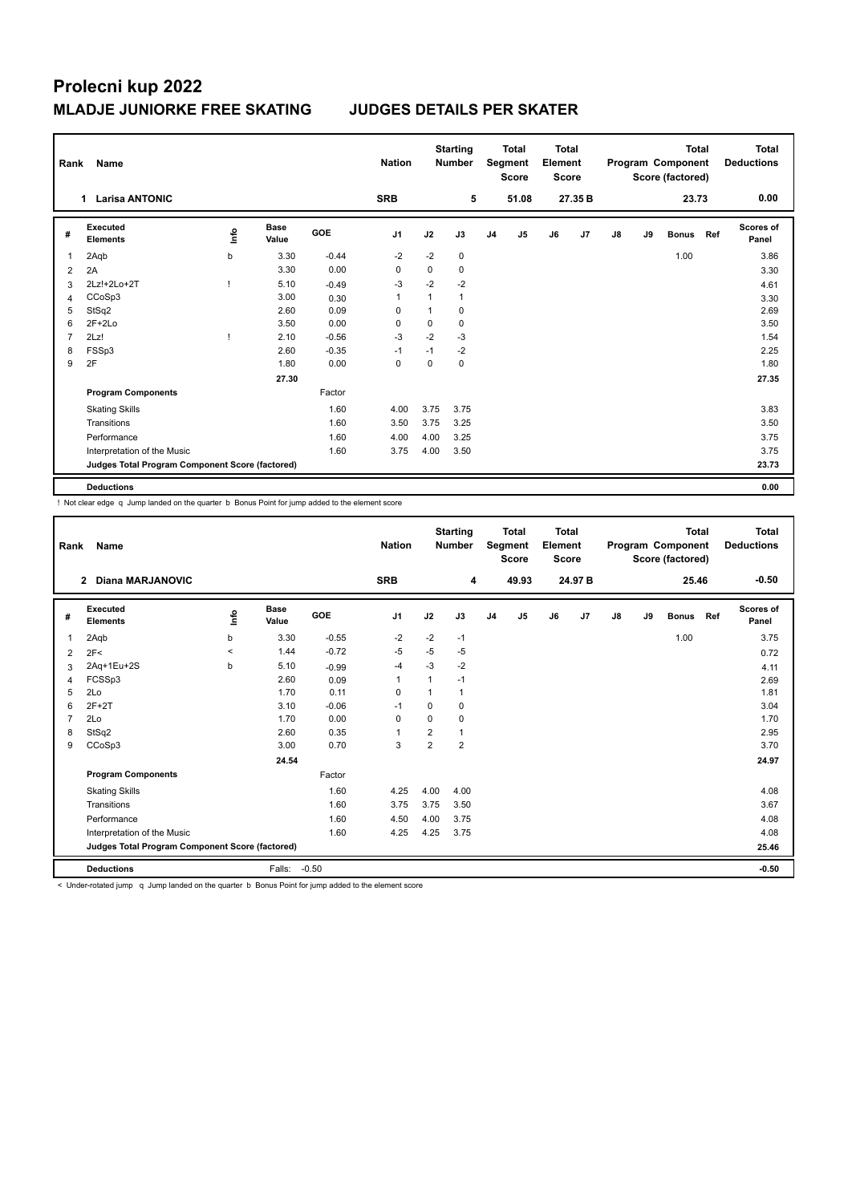# Prolecni kup 2022

## MLADJE JUNIORKE FREE SKATING　　JUDGES DETAILS PER SKATER

| Rank | Name | Nation | Starting Number | Total Segment Score | Total Element Score | Total Program Component Score (factored) | Total Deductions |
|---|---|---|---|---|---|---|---|
| 1 | Larisa ANTONIC | SRB | 5 | 51.08 | 27.35 B | 23.73 | 0.00 |

| # | Executed Elements | Info | Base Value | GOE | J1 | J2 | J3 | J4 | J5 | J6 | J7 | J8 | J9 | Bonus | Ref | Scores of Panel |
|---|---|---|---|---|---|---|---|---|---|---|---|---|---|---|---|---|
| 1 | 2Aqb | b | 3.30 | -0.44 | -2 | -2 | 0 | | | | | | | 1.00 | | 3.86 |
| 2 | 2A | | 3.30 | 0.00 | 0 | 0 | 0 | | | | | | | | | 3.30 |
| 3 | 2Lz!+2Lo+2T | ! | 5.10 | -0.49 | -3 | -2 | -2 | | | | | | | | | 4.61 |
| 4 | CCoSp3 | | 3.00 | 0.30 | 1 | 1 | 1 | | | | | | | | | 3.30 |
| 5 | StSq2 | | 2.60 | 0.09 | 0 | 1 | 0 | | | | | | | | | 2.69 |
| 6 | 2F+2Lo | | 3.50 | 0.00 | 0 | 0 | 0 | | | | | | | | | 3.50 |
| 7 | 2Lz! | ! | 2.10 | -0.56 | -3 | -2 | -3 | | | | | | | | | 1.54 |
| 8 | FSSp3 | | 2.60 | -0.35 | -1 | -1 | -2 | | | | | | | | | 2.25 |
| 9 | 2F | | 1.80 | 0.00 | 0 | 0 | 0 | | | | | | | | | 1.80 |
| | | | 27.30 | | | | | | | | | | | | | 27.35 |
| | **Program Components** | | | Factor | | | | | | | | | | | | |
| | Skating Skills | | | 1.60 | 4.00 | 3.75 | 3.75 | | | | | | | | | 3.83 |
| | Transitions | | | 1.60 | 3.50 | 3.75 | 3.25 | | | | | | | | | 3.50 |
| | Performance | | | 1.60 | 4.00 | 4.00 | 3.25 | | | | | | | | | 3.75 |
| | Interpretation of the Music | | | 1.60 | 3.75 | 4.00 | 3.50 | | | | | | | | | 3.75 |
| | **Judges Total Program Component Score (factored)** | | | | | | | | | | | | | | | 23.73 |
| | **Deductions** | | | | | | | | | | | | | | | 0.00 |

! Not clear edge q Jump landed on the quarter b Bonus Point for jump added to the element score

| Rank | Name | Nation | Starting Number | Total Segment Score | Total Element Score | Total Program Component Score (factored) | Total Deductions |
|---|---|---|---|---|---|---|---|
| 2 | Diana MARJANOVIC | SRB | 4 | 49.93 | 24.97 B | 25.46 | -0.50 |

| # | Executed Elements | Info | Base Value | GOE | J1 | J2 | J3 | J4 | J5 | J6 | J7 | J8 | J9 | Bonus | Ref | Scores of Panel |
|---|---|---|---|---|---|---|---|---|---|---|---|---|---|---|---|---|
| 1 | 2Aqb | b | 3.30 | -0.55 | -2 | -2 | -1 | | | | | | | 1.00 | | 3.75 |
| 2 | 2F< | < | 1.44 | -0.72 | -5 | -5 | -5 | | | | | | | | | 0.72 |
| 3 | 2Aq+1Eu+2S | b | 5.10 | -0.99 | -4 | -3 | -2 | | | | | | | | | 4.11 |
| 4 | FCSSp3 | | 2.60 | 0.09 | 1 | 1 | -1 | | | | | | | | | 2.69 |
| 5 | 2Lo | | 1.70 | 0.11 | 0 | 1 | 1 | | | | | | | | | 1.81 |
| 6 | 2F+2T | | 3.10 | -0.06 | -1 | 0 | 0 | | | | | | | | | 3.04 |
| 7 | 2Lo | | 1.70 | 0.00 | 0 | 0 | 0 | | | | | | | | | 1.70 |
| 8 | StSq2 | | 2.60 | 0.35 | 1 | 2 | 1 | | | | | | | | | 2.95 |
| 9 | CCoSp3 | | 3.00 | 0.70 | 3 | 2 | 2 | | | | | | | | | 3.70 |
| | | | 24.54 | | | | | | | | | | | | | 24.97 |
| | **Program Components** | | | Factor | | | | | | | | | | | | |
| | Skating Skills | | | 1.60 | 4.25 | 4.00 | 4.00 | | | | | | | | | 4.08 |
| | Transitions | | | 1.60 | 3.75 | 3.75 | 3.50 | | | | | | | | | 3.67 |
| | Performance | | | 1.60 | 4.50 | 4.00 | 3.75 | | | | | | | | | 4.08 |
| | Interpretation of the Music | | | 1.60 | 4.25 | 4.25 | 3.75 | | | | | | | | | 4.08 |
| | **Judges Total Program Component Score (factored)** | | | | | | | | | | | | | | | 25.46 |
| | **Deductions** | | Falls: | -0.50 | | | | | | | | | | | | -0.50 |

< Under-rotated jump q Jump landed on the quarter b Bonus Point for jump added to the element score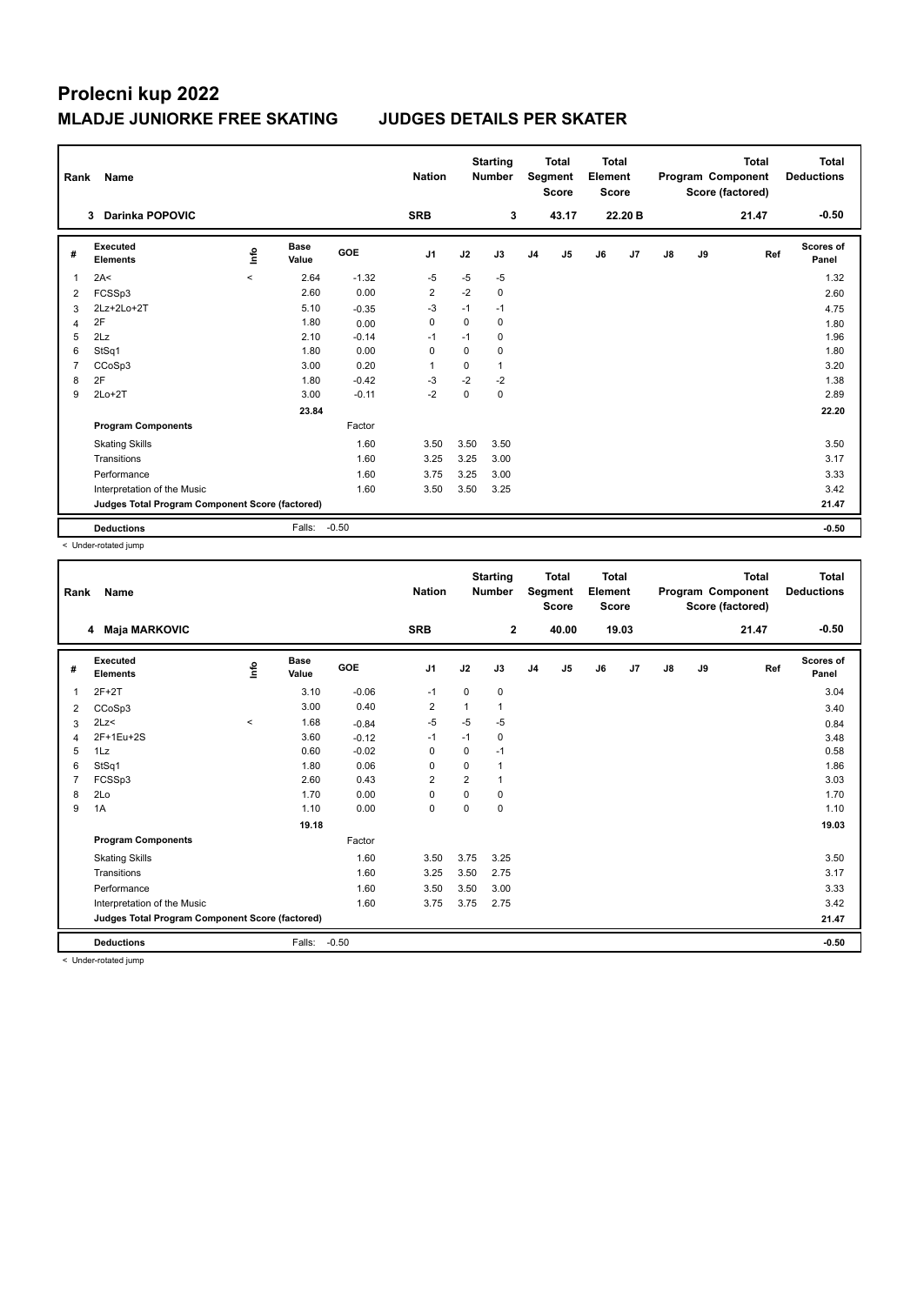# Prolecni kup 2022

## MLADJE JUNIORKE FREE SKATING JUDGES DETAILS PER SKATER

| Rank | Name | Nation | Starting Number | Total Segment Score | Total Element Score | Total Program Component Score (factored) | Total Deductions |
|---|---|---|---|---|---|---|---|
| 3 | Darinka POPOVIC | SRB | 3 | 43.17 | 22.20 B | 21.47 | -0.50 |

| # | Executed Elements | Info | Base Value | GOE | J1 | J2 | J3 | J4 | J5 | J6 | J7 | J8 | J9 | Ref | Scores of Panel |
|---|---|---|---|---|---|---|---|---|---|---|---|---|---|---|---|
| 1 | 2A< | < | 2.64 | -1.32 | -5 | -5 | -5 | | | | | | | | 1.32 |
| 2 | FCSSp3 | | 2.60 | 0.00 | 2 | -2 | 0 | | | | | | | | 2.60 |
| 3 | 2Lz+2Lo+2T | | 5.10 | -0.35 | -3 | -1 | -1 | | | | | | | | 4.75 |
| 4 | 2F | | 1.80 | 0.00 | 0 | 0 | 0 | | | | | | | | 1.80 |
| 5 | 2Lz | | 2.10 | -0.14 | -1 | -1 | 0 | | | | | | | | 1.96 |
| 6 | StSq1 | | 1.80 | 0.00 | 0 | 0 | 0 | | | | | | | | 1.80 |
| 7 | CCoSp3 | | 3.00 | 0.20 | 1 | 0 | 1 | | | | | | | | 3.20 |
| 8 | 2F | | 1.80 | -0.42 | -3 | -2 | -2 | | | | | | | | 1.38 |
| 9 | 2Lo+2T | | 3.00 | -0.11 | -2 | 0 | 0 | | | | | | | | 2.89 |
| | | | 23.84 | | | | | | | | | | | | 22.20 |
| | **Program Components** | | | Factor | | | | | | | | | | | |
| | Skating Skills | | | 1.60 | 3.50 | 3.50 | 3.50 | | | | | | | | 3.50 |
| | Transitions | | | 1.60 | 3.25 | 3.25 | 3.00 | | | | | | | | 3.17 |
| | Performance | | | 1.60 | 3.75 | 3.25 | 3.00 | | | | | | | | 3.33 |
| | Interpretation of the Music | | | 1.60 | 3.50 | 3.50 | 3.25 | | | | | | | | 3.42 |
| | **Judges Total Program Component Score (factored)** | | | | | | | | | | | | | | 21.47 |
| | **Deductions** | | Falls: | -0.50 | | | | | | | | | | | -0.50 |

< Under-rotated jump

| Rank | Name | Nation | Starting Number | Total Segment Score | Total Element Score | Total Program Component Score (factored) | Total Deductions |
|---|---|---|---|---|---|---|---|
| 4 | Maja MARKOVIC | SRB | 2 | 40.00 | 19.03 | 21.47 | -0.50 |

| # | Executed Elements | Info | Base Value | GOE | J1 | J2 | J3 | J4 | J5 | J6 | J7 | J8 | J9 | Ref | Scores of Panel |
|---|---|---|---|---|---|---|---|---|---|---|---|---|---|---|---|
| 1 | 2F+2T | | 3.10 | -0.06 | -1 | 0 | 0 | | | | | | | | 3.04 |
| 2 | CCoSp3 | | 3.00 | 0.40 | 2 | 1 | 1 | | | | | | | | 3.40 |
| 3 | 2Lz< | < | 1.68 | -0.84 | -5 | -5 | -5 | | | | | | | | 0.84 |
| 4 | 2F+1Eu+2S | | 3.60 | -0.12 | -1 | -1 | 0 | | | | | | | | 3.48 |
| 5 | 1Lz | | 0.60 | -0.02 | 0 | 0 | -1 | | | | | | | | 0.58 |
| 6 | StSq1 | | 1.80 | 0.06 | 0 | 0 | 1 | | | | | | | | 1.86 |
| 7 | FCSSp3 | | 2.60 | 0.43 | 2 | 2 | 1 | | | | | | | | 3.03 |
| 8 | 2Lo | | 1.70 | 0.00 | 0 | 0 | 0 | | | | | | | | 1.70 |
| 9 | 1A | | 1.10 | 0.00 | 0 | 0 | 0 | | | | | | | | 1.10 |
| | | | 19.18 | | | | | | | | | | | | 19.03 |
| | **Program Components** | | | Factor | | | | | | | | | | | |
| | Skating Skills | | | 1.60 | 3.50 | 3.75 | 3.25 | | | | | | | | 3.50 |
| | Transitions | | | 1.60 | 3.25 | 3.50 | 2.75 | | | | | | | | 3.17 |
| | Performance | | | 1.60 | 3.50 | 3.50 | 3.00 | | | | | | | | 3.33 |
| | Interpretation of the Music | | | 1.60 | 3.75 | 3.75 | 2.75 | | | | | | | | 3.42 |
| | **Judges Total Program Component Score (factored)** | | | | | | | | | | | | | | 21.47 |
| | **Deductions** | | Falls: | -0.50 | | | | | | | | | | | -0.50 |

< Under-rotated jump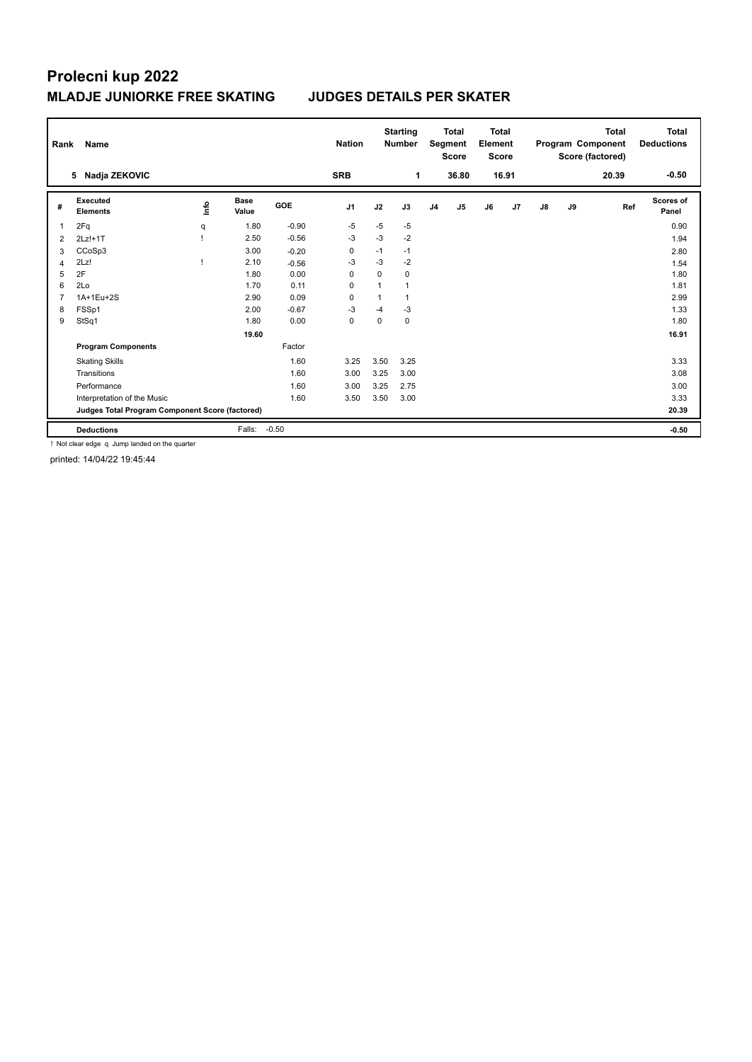# Prolecni kup 2022

## MLADJE JUNIORKE FREE SKATING JUDGES DETAILS PER SKATER

| Rank | Name | Nation | Starting Number | Total Segment Score | Total Element Score | Total Program Component Score (factored) | Total Deductions |
|---|---|---|---|---|---|---|---|
| 5 | Nadja ZEKOVIC | SRB | 1 | 36.80 | 16.91 | 20.39 | -0.50 |

| # | Executed Elements | Info | Base Value | GOE | J1 | J2 | J3 | J4 | J5 | J6 | J7 | J8 | J9 | Ref | Scores of Panel |
|---|---|---|---|---|---|---|---|---|---|---|---|---|---|---|---|
| 1 | 2Fq | q | 1.80 | -0.90 | -5 | -5 | -5 | | | | | | | | 0.90 |
| 2 | 2Lz!+1T | ! | 2.50 | -0.56 | -3 | -3 | -2 | | | | | | | | 1.94 |
| 3 | CCoSp3 | | 3.00 | -0.20 | 0 | -1 | -1 | | | | | | | | 2.80 |
| 4 | 2Lz! | ! | 2.10 | -0.56 | -3 | -3 | -2 | | | | | | | | 1.54 |
| 5 | 2F | | 1.80 | 0.00 | 0 | 0 | 0 | | | | | | | | 1.80 |
| 6 | 2Lo | | 1.70 | 0.11 | 0 | 1 | 1 | | | | | | | | 1.81 |
| 7 | 1A+1Eu+2S | | 2.90 | 0.09 | 0 | 1 | 1 | | | | | | | | 2.99 |
| 8 | FSSp1 | | 2.00 | -0.67 | -3 | -4 | -3 | | | | | | | | 1.33 |
| 9 | StSq1 | | 1.80 | 0.00 | 0 | 0 | 0 | | | | | | | | 1.80 |
| | | | 19.60 | | | | | | | | | | | | 16.91 |
| | **Program Components** | | | Factor | | | | | | | | | | | |
| | Skating Skills | | | 1.60 | 3.25 | 3.50 | 3.25 | | | | | | | | 3.33 |
| | Transitions | | | 1.60 | 3.00 | 3.25 | 3.00 | | | | | | | | 3.08 |
| | Performance | | | 1.60 | 3.00 | 3.25 | 2.75 | | | | | | | | 3.00 |
| | Interpretation of the Music | | | 1.60 | 3.50 | 3.50 | 3.00 | | | | | | | | 3.33 |
| | **Judges Total Program Component Score (factored)** | | | | | | | | | | | | | | 20.39 |
| | **Deductions** | | Falls: | -0.50 | | | | | | | | | | | -0.50 |

! Not clear edge q Jump landed on the quarter

printed: 14/04/22 19:45:44